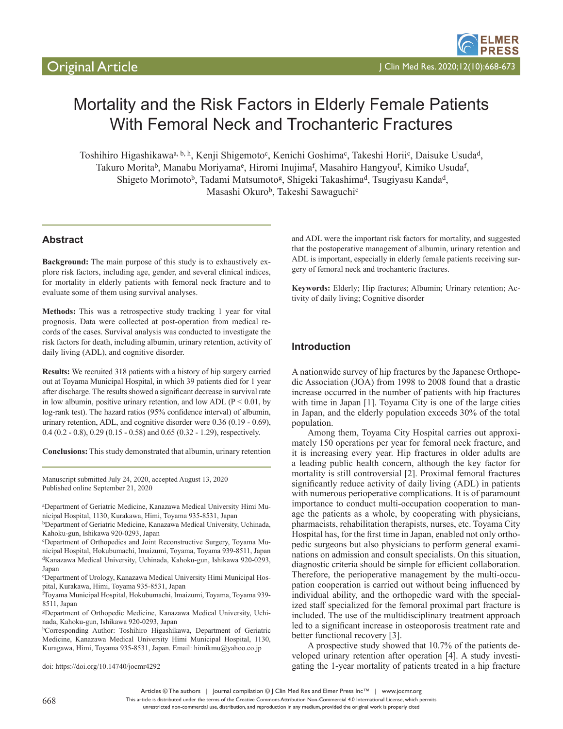Original Article

# Mortality and the Risk Factors in Elderly Female Patients With Femoral Neck and Trochanteric Fractures

Toshihiro Higashikawa[a, b, h], Kenji Shigemoto[c], Kenichi Goshima[c], Takeshi Horii[c], Daisuke Usuda[d], Takuro Morita[b], Manabu Moriyama[e], Hiromi Inujima[f], Masahiro Hangyou[f], Kimiko Usuda[f], Shigeto Morimoto[b], Tadami Matsumoto[g], Shigeki Takashima[d], Tsugiyasu Kanda[d], Masashi Okuro[b], Takeshi Sawaguchi[c]

## Abstract

**Background:** The main purpose of this study is to exhaustively explore risk factors, including age, gender, and several clinical indices, for mortality in elderly patients with femoral neck fracture and to evaluate some of them using survival analyses.

**Methods:** This was a retrospective study tracking 1 year for vital prognosis. Data were collected at post-operation from medical records of the cases. Survival analysis was conducted to investigate the risk factors for death, including albumin, urinary retention, activity of daily living (ADL), and cognitive disorder.

**Results:** We recruited 318 patients with a history of hip surgery carried out at Toyama Municipal Hospital, in which 39 patients died for 1 year after discharge. The results showed a significant decrease in survival rate in low albumin, positive urinary retention, and low ADL ($P < 0.01$, by log-rank test). The hazard ratios (95% confidence interval) of albumin, urinary retention, ADL, and cognitive disorder were 0.36 (0.19 - 0.69), 0.4 (0.2 - 0.8), 0.29 (0.15 - 0.58) and 0.65 (0.32 - 1.29), respectively.

**Conclusions:** This study demonstrated that albumin, urinary retention and ADL were the important risk factors for mortality, and suggested that the postoperative management of albumin, urinary retention and ADL is important, especially in elderly female patients receiving surgery of femoral neck and trochanteric fractures.

**Keywords:** Elderly; Hip fractures; Albumin; Urinary retention; Activity of daily living; Cognitive disorder

Manuscript submitted July 24, 2020, accepted August 13, 2020
Published online September 21, 2020

[a]Department of Geriatric Medicine, Kanazawa Medical University Himi Municipal Hospital, 1130, Kurakawa, Himi, Toyama 935-8531, Japan
[b]Department of Geriatric Medicine, Kanazawa Medical University, Uchinada, Kahoku-gun, Ishikawa 920-0293, Japan
[c]Department of Orthopedics and Joint Reconstructive Surgery, Toyama Municipal Hospital, Hokubumachi, Imaizumi, Toyama, Toyama 939-8511, Japan
[d]Kanazawa Medical University, Uchinada, Kahoku-gun, Ishikawa 920-0293, Japan
[e]Department of Urology, Kanazawa Medical University Himi Municipal Hospital, Kurakawa, Himi, Toyama 935-8531, Japan
[f]Toyama Municipal Hospital, Hokubumachi, Imaizumi, Toyama, Toyama 939-8511, Japan
[g]Department of Orthopedic Medicine, Kanazawa Medical University, Uchinada, Kahoku-gun, Ishikawa 920-0293, Japan
[h]Corresponding Author: Toshihiro Higashikawa, Department of Geriatric Medicine, Kanazawa Medical University Himi Municipal Hospital, 1130, Kuragawa, Himi, Toyama 935-8531, Japan. Email: himikmu@yahoo.co.jp

doi: https://doi.org/10.14740/jocmr4292

## Introduction

A nationwide survey of hip fractures by the Japanese Orthopedic Association (JOA) from 1998 to 2008 found that a drastic increase occurred in the number of patients with hip fractures with time in Japan [1]. Toyama City is one of the large cities in Japan, and the elderly population exceeds 30% of the total population.

Among them, Toyama City Hospital carries out approximately 150 operations per year for femoral neck fracture, and it is increasing every year. Hip fractures in older adults are a leading public health concern, although the key factor for mortality is still controversial [2]. Proximal femoral fractures significantly reduce activity of daily living (ADL) in patients with numerous perioperative complications. It is of paramount importance to conduct multi-occupation cooperation to manage the patients as a whole, by cooperating with physicians, pharmacists, rehabilitation therapists, nurses, etc. Toyama City Hospital has, for the first time in Japan, enabled not only orthopedic surgeons but also physicians to perform general examinations on admission and consult specialists. On this situation, diagnostic criteria should be simple for efficient collaboration. Therefore, the perioperative management by the multi-occupation cooperation is carried out without being influenced by individual ability, and the orthopedic ward with the specialized staff specialized for the femoral proximal part fracture is included. The use of the multidisciplinary treatment approach led to a significant increase in osteoporosis treatment rate and better functional recovery [3].

A prospective study showed that 10.7% of the patients developed urinary retention after operation [4]. A study investigating the 1-year mortality of patients treated in a hip fracture

Articles © The authors | Journal compilation © J Clin Med Res and Elmer Press Inc™ | www.jocmr.org
This article is distributed under the terms of the Creative Commons Attribution Non-Commercial 4.0 International License, which permits unrestricted non-commercial use, distribution, and reproduction in any medium, provided the original work is properly cited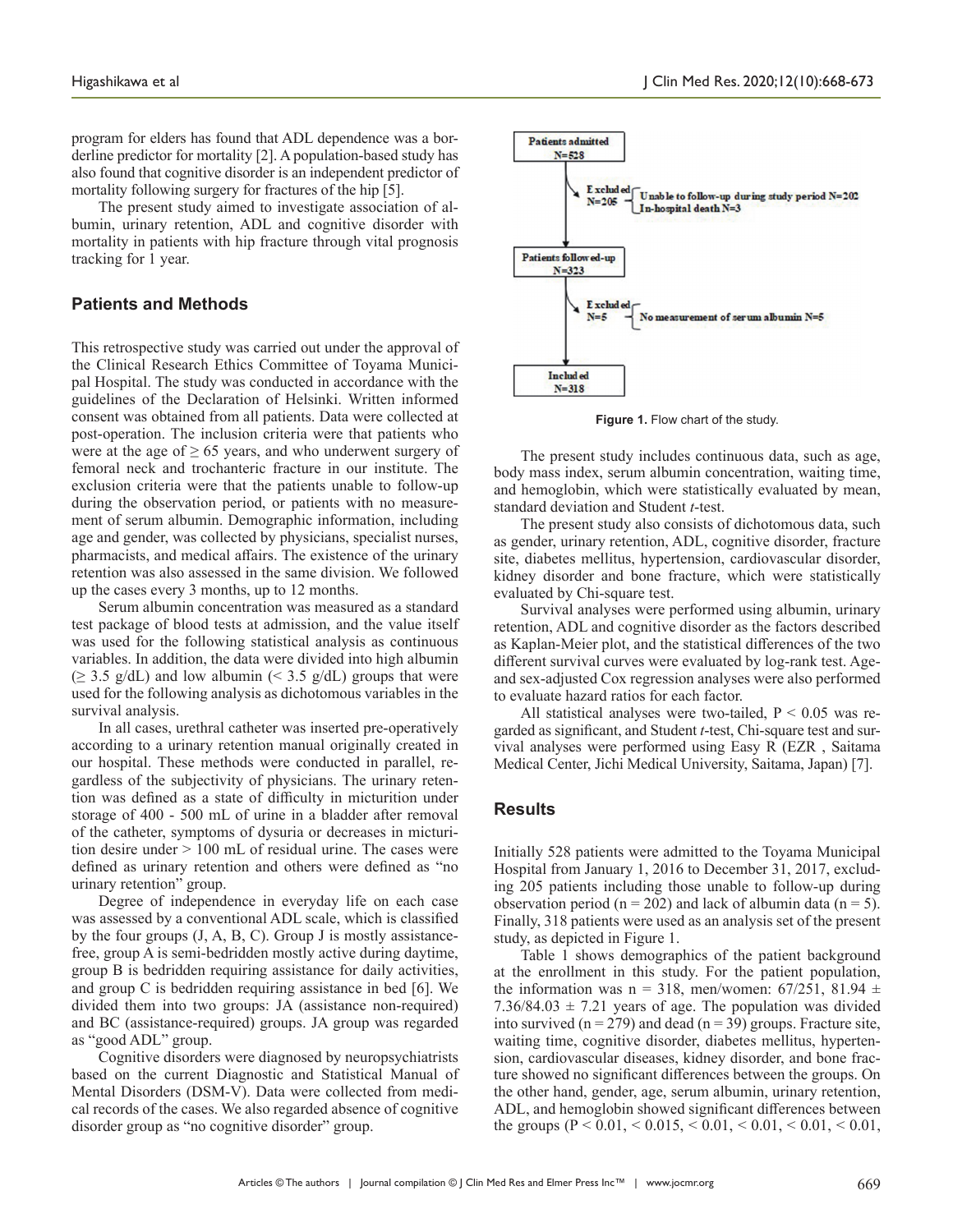program for elders has found that ADL dependence was a borderline predictor for mortality [2]. A population-based study has also found that cognitive disorder is an independent predictor of mortality following surgery for fractures of the hip [5].

The present study aimed to investigate association of albumin, urinary retention, ADL and cognitive disorder with mortality in patients with hip fracture through vital prognosis tracking for 1 year.

## Patients and Methods

This retrospective study was carried out under the approval of the Clinical Research Ethics Committee of Toyama Municipal Hospital. The study was conducted in accordance with the guidelines of the Declaration of Helsinki. Written informed consent was obtained from all patients. Data were collected at post-operation. The inclusion criteria were that patients who were at the age of ≥ 65 years, and who underwent surgery of femoral neck and trochanteric fracture in our institute. The exclusion criteria were that the patients unable to follow-up during the observation period, or patients with no measurement of serum albumin. Demographic information, including age and gender, was collected by physicians, specialist nurses, pharmacists, and medical affairs. The existence of the urinary retention was also assessed in the same division. We followed up the cases every 3 months, up to 12 months.

Serum albumin concentration was measured as a standard test package of blood tests at admission, and the value itself was used for the following statistical analysis as continuous variables. In addition, the data were divided into high albumin (≥ 3.5 g/dL) and low albumin (< 3.5 g/dL) groups that were used for the following analysis as dichotomous variables in the survival analysis.

In all cases, urethral catheter was inserted pre-operatively according to a urinary retention manual originally created in our hospital. These methods were conducted in parallel, regardless of the subjectivity of physicians. The urinary retention was defined as a state of difficulty in micturition under storage of 400 - 500 mL of urine in a bladder after removal of the catheter, symptoms of dysuria or decreases in micturition desire under > 100 mL of residual urine. The cases were defined as urinary retention and others were defined as "no urinary retention" group.

Degree of independence in everyday life on each case was assessed by a conventional ADL scale, which is classified by the four groups (J, A, B, C). Group J is mostly assistance-free, group A is semi-bedridden mostly active during daytime, group B is bedridden requiring assistance for daily activities, and group C is bedridden requiring assistance in bed [6]. We divided them into two groups: JA (assistance non-required) and BC (assistance-required) groups. JA group was regarded as "good ADL" group.

Cognitive disorders were diagnosed by neuropsychiatrists based on the current Diagnostic and Statistical Manual of Mental Disorders (DSM-V). Data were collected from medical records of the cases. We also regarded absence of cognitive disorder group as "no cognitive disorder" group.

Patients admitted N=528

Excluded N=205 — Unable to follow-up during study period N=202; In-hospital death N=3

Patients followed-up N=323

Excluded N=5 — No measurement of serum albumin N=5

Included N=318

**Figure 1.** Flow chart of the study.

The present study includes continuous data, such as age, body mass index, serum albumin concentration, waiting time, and hemoglobin, which were statistically evaluated by mean, standard deviation and Student *t*-test.

The present study also consists of dichotomous data, such as gender, urinary retention, ADL, cognitive disorder, fracture site, diabetes mellitus, hypertension, cardiovascular disorder, kidney disorder and bone fracture, which were statistically evaluated by Chi-square test.

Survival analyses were performed using albumin, urinary retention, ADL and cognitive disorder as the factors described as Kaplan-Meier plot, and the statistical differences of the two different survival curves were evaluated by log-rank test. Age- and sex-adjusted Cox regression analyses were also performed to evaluate hazard ratios for each factor.

All statistical analyses were two-tailed, $P < 0.05$ was regarded as significant, and Student *t*-test, Chi-square test and survival analyses were performed using Easy R (EZR , Saitama Medical Center, Jichi Medical University, Saitama, Japan) [7].

## Results

Initially 528 patients were admitted to the Toyama Municipal Hospital from January 1, 2016 to December 31, 2017, excluding 205 patients including those unable to follow-up during observation period (n = 202) and lack of albumin data (n = 5). Finally, 318 patients were used as an analysis set of the present study, as depicted in Figure 1.

Table 1 shows demographics of the patient background at the enrollment in this study. For the patient population, the information was n = 318, men/women: 67/251, 81.94 ± 7.36/84.03 ± 7.21 years of age. The population was divided into survived (n = 279) and dead (n = 39) groups. Fracture site, waiting time, cognitive disorder, diabetes mellitus, hypertension, cardiovascular diseases, kidney disorder, and bone fracture showed no significant differences between the groups. On the other hand, gender, age, serum albumin, urinary retention, ADL, and hemoglobin showed significant differences between the groups ($P < 0.01$, $< 0.015$, $< 0.01$, $< 0.01$, $< 0.01$, $< 0.01$,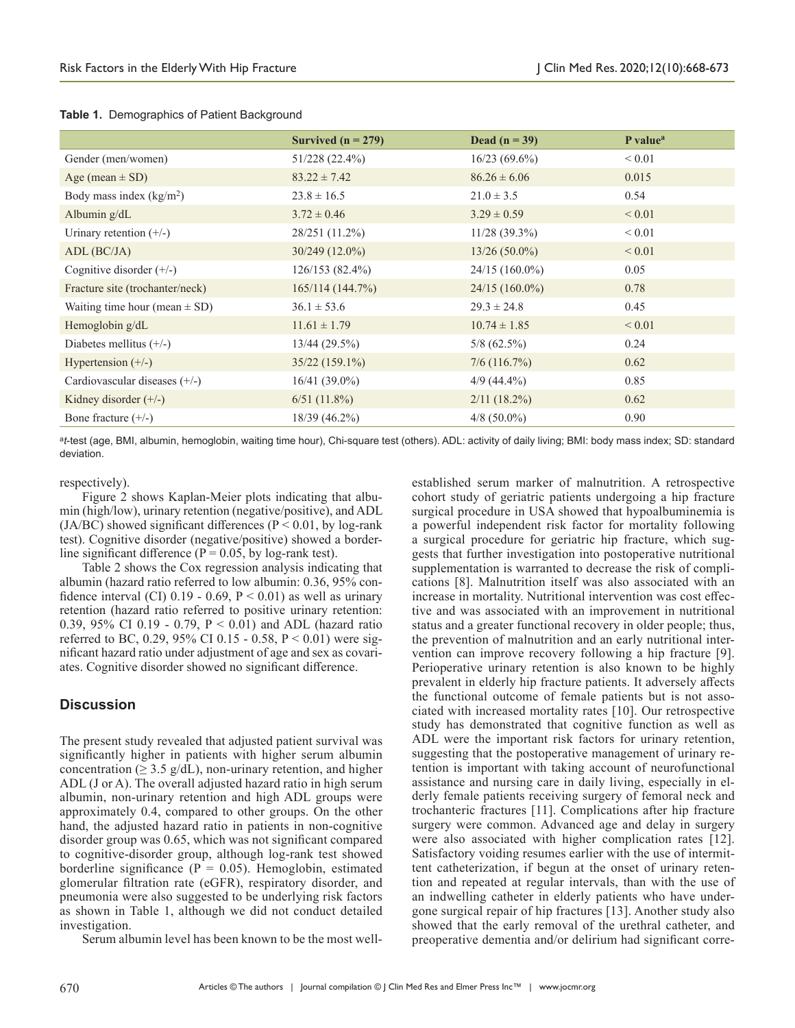**Table 1.** Demographics of Patient Background

| | Survived (n = 279) | Dead (n = 39) | P value[a] |
|---|---|---|---|
| Gender (men/women) | 51/228 (22.4%) | 16/23 (69.6%) | < 0.01 |
| Age (mean ± SD) | 83.22 ± 7.42 | 86.26 ± 6.06 | 0.015 |
| Body mass index (kg/m$^2$) | 23.8 ± 16.5 | 21.0 ± 3.5 | 0.54 |
| Albumin g/dL | 3.72 ± 0.46 | 3.29 ± 0.59 | < 0.01 |
| Urinary retention (+/-) | 28/251 (11.2%) | 11/28 (39.3%) | < 0.01 |
| ADL (BC/JA) | 30/249 (12.0%) | 13/26 (50.0%) | < 0.01 |
| Cognitive disorder (+/-) | 126/153 (82.4%) | 24/15 (160.0%) | 0.05 |
| Fracture site (trochanter/neck) | 165/114 (144.7%) | 24/15 (160.0%) | 0.78 |
| Waiting time hour (mean ± SD) | 36.1 ± 53.6 | 29.3 ± 24.8 | 0.45 |
| Hemoglobin g/dL | 11.61 ± 1.79 | 10.74 ± 1.85 | < 0.01 |
| Diabetes mellitus (+/-) | 13/44 (29.5%) | 5/8 (62.5%) | 0.24 |
| Hypertension (+/-) | 35/22 (159.1%) | 7/6 (116.7%) | 0.62 |
| Cardiovascular diseases (+/-) | 16/41 (39.0%) | 4/9 (44.4%) | 0.85 |
| Kidney disorder (+/-) | 6/51 (11.8%) | 2/11 (18.2%) | 0.62 |
| Bone fracture (+/-) | 18/39 (46.2%) | 4/8 (50.0%) | 0.90 |

[a]*t*-test (age, BMI, albumin, hemoglobin, waiting time hour), Chi-square test (others). ADL: activity of daily living; BMI: body mass index; SD: standard deviation.

respectively).

Figure 2 shows Kaplan-Meier plots indicating that albumin (high/low), urinary retention (negative/positive), and ADL (JA/BC) showed significant differences (P < 0.01, by log-rank test). Cognitive disorder (negative/positive) showed a borderline significant difference (P = 0.05, by log-rank test).

Table 2 shows the Cox regression analysis indicating that albumin (hazard ratio referred to low albumin: 0.36, 95% confidence interval (CI) 0.19 - 0.69, P < 0.01) as well as urinary retention (hazard ratio referred to positive urinary retention: 0.39, 95% CI 0.19 - 0.79, P < 0.01) and ADL (hazard ratio referred to BC, 0.29, 95% CI 0.15 - 0.58, P < 0.01) were significant hazard ratio under adjustment of age and sex as covariates. Cognitive disorder showed no significant difference.

## Discussion

The present study revealed that adjusted patient survival was significantly higher in patients with higher serum albumin concentration (≥ 3.5 g/dL), non-urinary retention, and higher ADL (J or A). The overall adjusted hazard ratio in high serum albumin, non-urinary retention and high ADL groups were approximately 0.4, compared to other groups. On the other hand, the adjusted hazard ratio in patients in non-cognitive disorder group was 0.65, which was not significant compared to cognitive-disorder group, although log-rank test showed borderline significance (P = 0.05). Hemoglobin, estimated glomerular filtration rate (eGFR), respiratory disorder, and pneumonia were also suggested to be underlying risk factors as shown in Table 1, although we did not conduct detailed investigation.

Serum albumin level has been known to be the most well-established serum marker of malnutrition. A retrospective cohort study of geriatric patients undergoing a hip fracture surgical procedure in USA showed that hypoalbuminemia is a powerful independent risk factor for mortality following a surgical procedure for geriatric hip fracture, which suggests that further investigation into postoperative nutritional supplementation is warranted to decrease the risk of complications [8]. Malnutrition itself was also associated with an increase in mortality. Nutritional intervention was cost effective and was associated with an improvement in nutritional status and a greater functional recovery in older people; thus, the prevention of malnutrition and an early nutritional intervention can improve recovery following a hip fracture [9]. Perioperative urinary retention is also known to be highly prevalent in elderly hip fracture patients. It adversely affects the functional outcome of female patients but is not associated with increased mortality rates [10]. Our retrospective study has demonstrated that cognitive function as well as ADL were the important risk factors for urinary retention, suggesting that the postoperative management of urinary retention is important with taking account of neurofunctional assistance and nursing care in daily living, especially in elderly female patients receiving surgery of femoral neck and trochanteric fractures [11]. Complications after hip fracture surgery were common. Advanced age and delay in surgery were also associated with higher complication rates [12]. Satisfactory voiding resumes earlier with the use of intermittent catheterization, if begun at the onset of urinary retention and repeated at regular intervals, than with the use of an indwelling catheter in elderly patients who have undergone surgical repair of hip fractures [13]. Another study also showed that the early removal of the urethral catheter, and preoperative dementia and/or delirium had significant corre-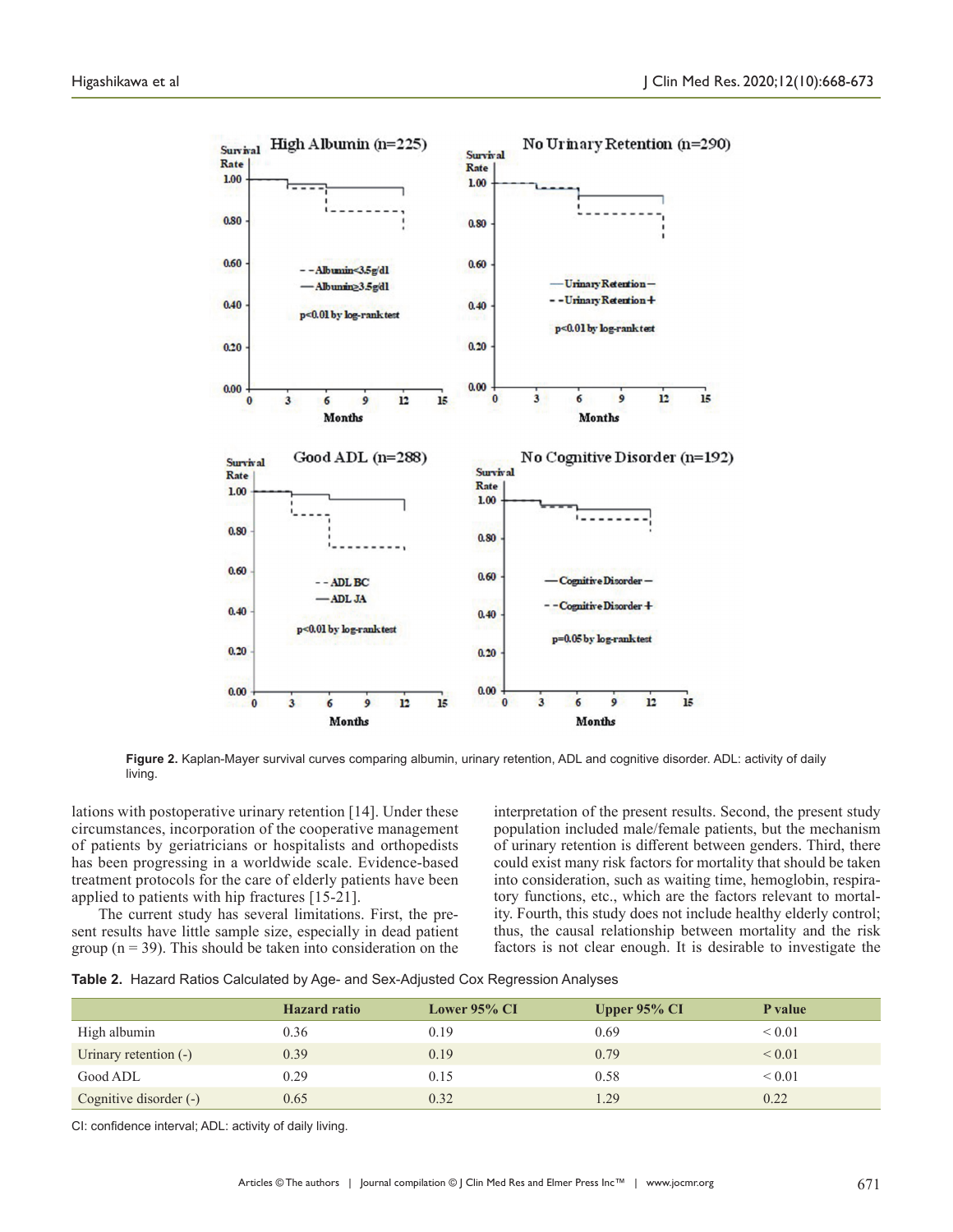Figure 2. Kaplan-Mayer survival curves comparing albumin, urinary retention, ADL and cognitive disorder. ADL: activity of daily living.

lations with postoperative urinary retention [14]. Under these circumstances, incorporation of the cooperative management of patients by geriatricians or hospitalists and orthopedists has been progressing in a worldwide scale. Evidence-based treatment protocols for the care of elderly patients have been applied to patients with hip fractures [15-21].

The current study has several limitations. First, the present results have little sample size, especially in dead patient group (n = 39). This should be taken into consideration on the interpretation of the present results. Second, the present study population included male/female patients, but the mechanism of urinary retention is different between genders. Third, there could exist many risk factors for mortality that should be taken into consideration, such as waiting time, hemoglobin, respiratory functions, etc., which are the factors relevant to mortality. Fourth, this study does not include healthy elderly control; thus, the causal relationship between mortality and the risk factors is not clear enough. It is desirable to investigate the

**Table 2.** Hazard Ratios Calculated by Age- and Sex-Adjusted Cox Regression Analyses

| | Hazard ratio | Lower 95% CI | Upper 95% CI | P value |
|---|---|---|---|---|
| High albumin | 0.36 | 0.19 | 0.69 | < 0.01 |
| Urinary retention (-) | 0.39 | 0.19 | 0.79 | < 0.01 |
| Good ADL | 0.29 | 0.15 | 0.58 | < 0.01 |
| Cognitive disorder (-) | 0.65 | 0.32 | 1.29 | 0.22 |

CI: confidence interval; ADL: activity of daily living.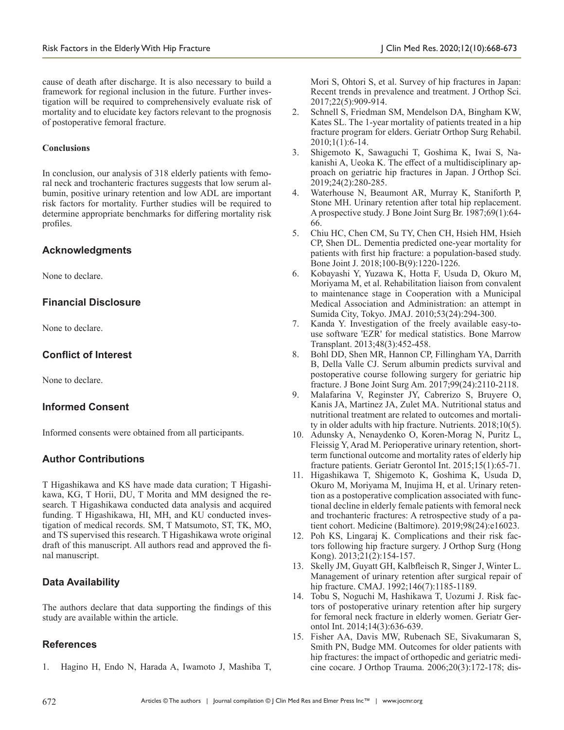cause of death after discharge. It is also necessary to build a framework for regional inclusion in the future. Further investigation will be required to comprehensively evaluate risk of mortality and to elucidate key factors relevant to the prognosis of postoperative femoral fracture.

### Conclusions

In conclusion, our analysis of 318 elderly patients with femoral neck and trochanteric fractures suggests that low serum albumin, positive urinary retention and low ADL are important risk factors for mortality. Further studies will be required to determine appropriate benchmarks for differing mortality risk profiles.

## Acknowledgments

None to declare.

## Financial Disclosure

None to declare.

## Conflict of Interest

None to declare.

## Informed Consent

Informed consents were obtained from all participants.

## Author Contributions

T Higashikawa and KS have made data curation; T Higashikawa, KG, T Horii, DU, T Morita and MM designed the research. T Higashikawa conducted data analysis and acquired funding. T Higashikawa, HI, MH, and KU conducted investigation of medical records. SM, T Matsumoto, ST, TK, MO, and TS supervised this research. T Higashikawa wrote original draft of this manuscript. All authors read and approved the final manuscript.

## Data Availability

The authors declare that data supporting the findings of this study are available within the article.

## References

1. Hagino H, Endo N, Harada A, Iwamoto J, Mashiba T, Mori S, Ohtori S, et al. Survey of hip fractures in Japan: Recent trends in prevalence and treatment. J Orthop Sci. 2017;22(5):909-914.
2. Schnell S, Friedman SM, Mendelson DA, Bingham KW, Kates SL. The 1-year mortality of patients treated in a hip fracture program for elders. Geriatr Orthop Surg Rehabil. 2010;1(1):6-14.
3. Shigemoto K, Sawaguchi T, Goshima K, Iwai S, Nakanishi A, Ueoka K. The effect of a multidisciplinary approach on geriatric hip fractures in Japan. J Orthop Sci. 2019;24(2):280-285.
4. Waterhouse N, Beaumont AR, Murray K, Staniforth P, Stone MH. Urinary retention after total hip replacement. A prospective study. J Bone Joint Surg Br. 1987;69(1):64-66.
5. Chiu HC, Chen CM, Su TY, Chen CH, Hsieh HM, Hsieh CP, Shen DL. Dementia predicted one-year mortality for patients with first hip fracture: a population-based study. Bone Joint J. 2018;100-B(9):1220-1226.
6. Kobayashi Y, Yuzawa K, Hotta F, Usuda D, Okuro M, Moriyama M, et al. Rehabilitation liaison from convalent to maintenance stage in Cooperation with a Municipal Medical Association and Administration: an attempt in Sumida City, Tokyo. JMAJ. 2010;53(24):294-300.
7. Kanda Y. Investigation of the freely available easy-to-use software 'EZR' for medical statistics. Bone Marrow Transplant. 2013;48(3):452-458.
8. Bohl DD, Shen MR, Hannon CP, Fillingham YA, Darrith B, Della Valle CJ. Serum albumin predicts survival and postoperative course following surgery for geriatric hip fracture. J Bone Joint Surg Am. 2017;99(24):2110-2118.
9. Malafarina V, Reginster JY, Cabrerizo S, Bruyere O, Kanis JA, Martinez JA, Zulet MA. Nutritional status and nutritional treatment are related to outcomes and mortality in older adults with hip fracture. Nutrients. 2018;10(5).
10. Adunsky A, Nenaydenko O, Koren-Morag N, Puritz L, Fleissig Y, Arad M. Perioperative urinary retention, short-term functional outcome and mortality rates of elderly hip fracture patients. Geriatr Gerontol Int. 2015;15(1):65-71.
11. Higashikawa T, Shigemoto K, Goshima K, Usuda D, Okuro M, Moriyama M, Inujima H, et al. Urinary retention as a postoperative complication associated with functional decline in elderly female patients with femoral neck and trochanteric fractures: A retrospective study of a patient cohort. Medicine (Baltimore). 2019;98(24):e16023.
12. Poh KS, Lingaraj K. Complications and their risk factors following hip fracture surgery. J Orthop Surg (Hong Kong). 2013;21(2):154-157.
13. Skelly JM, Guyatt GH, Kalbfleisch R, Singer J, Winter L. Management of urinary retention after surgical repair of hip fracture. CMAJ. 1992;146(7):1185-1189.
14. Tobu S, Noguchi M, Hashikawa T, Uozumi J. Risk factors of postoperative urinary retention after hip surgery for femoral neck fracture in elderly women. Geriatr Gerontol Int. 2014;14(3):636-639.
15. Fisher AA, Davis MW, Rubenach SE, Sivakumaran S, Smith PN, Budge MM. Outcomes for older patients with hip fractures: the impact of orthopedic and geriatric medicine cocare. J Orthop Trauma. 2006;20(3):172-178; dis-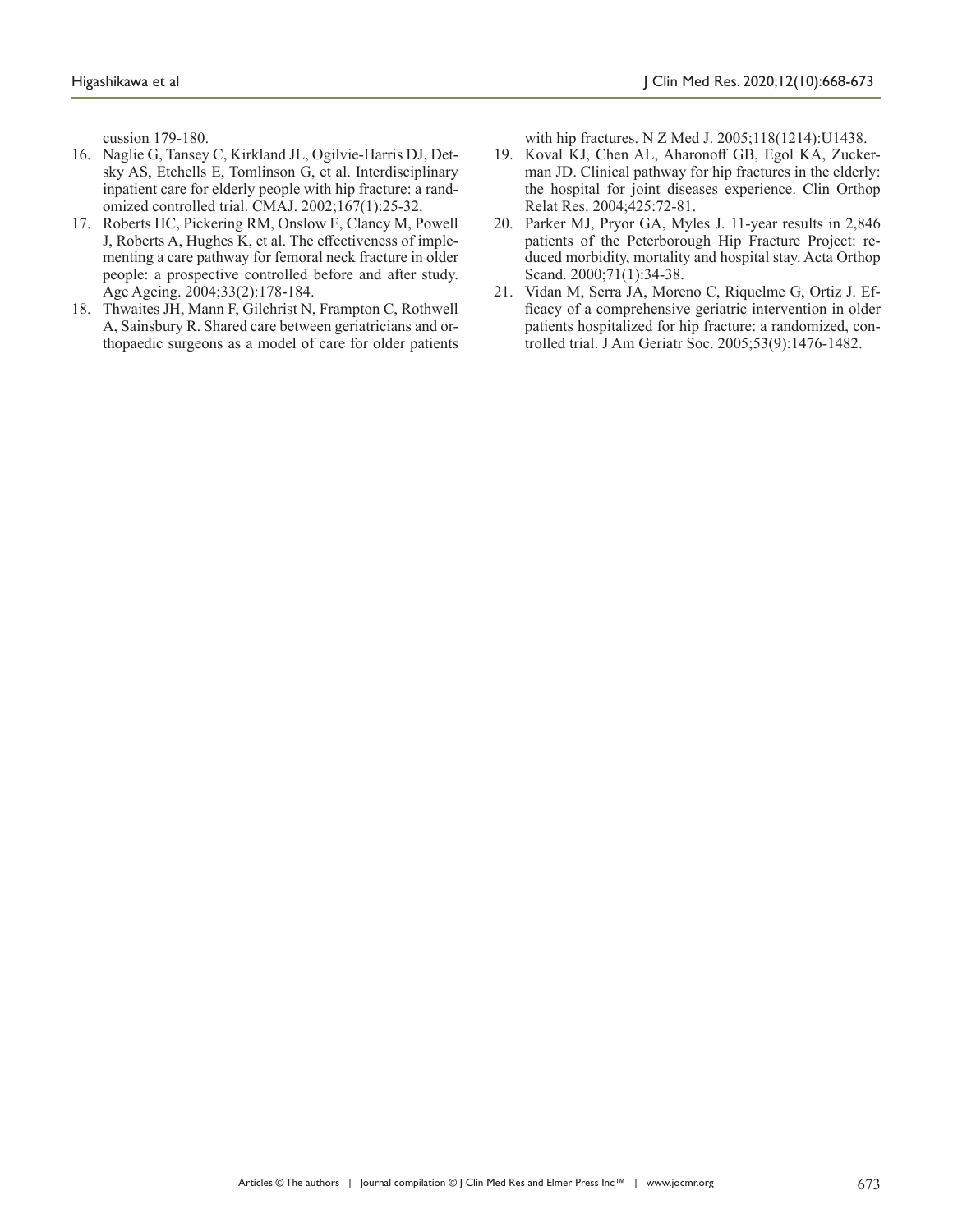cussion 179-180.

16. Naglie G, Tansey C, Kirkland JL, Ogilvie-Harris DJ, Detsky AS, Etchells E, Tomlinson G, et al. Interdisciplinary inpatient care for elderly people with hip fracture: a randomized controlled trial. CMAJ. 2002;167(1):25-32.
17. Roberts HC, Pickering RM, Onslow E, Clancy M, Powell J, Roberts A, Hughes K, et al. The effectiveness of implementing a care pathway for femoral neck fracture in older people: a prospective controlled before and after study. Age Ageing. 2004;33(2):178-184.
18. Thwaites JH, Mann F, Gilchrist N, Frampton C, Rothwell A, Sainsbury R. Shared care between geriatricians and orthopaedic surgeons as a model of care for older patients with hip fractures. N Z Med J. 2005;118(1214):U1438.
19. Koval KJ, Chen AL, Aharonoff GB, Egol KA, Zuckerman JD. Clinical pathway for hip fractures in the elderly: the hospital for joint diseases experience. Clin Orthop Relat Res. 2004;425:72-81.
20. Parker MJ, Pryor GA, Myles J. 11-year results in 2,846 patients of the Peterborough Hip Fracture Project: reduced morbidity, mortality and hospital stay. Acta Orthop Scand. 2000;71(1):34-38.
21. Vidan M, Serra JA, Moreno C, Riquelme G, Ortiz J. Efficacy of a comprehensive geriatric intervention in older patients hospitalized for hip fracture: a randomized, controlled trial. J Am Geriatr Soc. 2005;53(9):1476-1482.